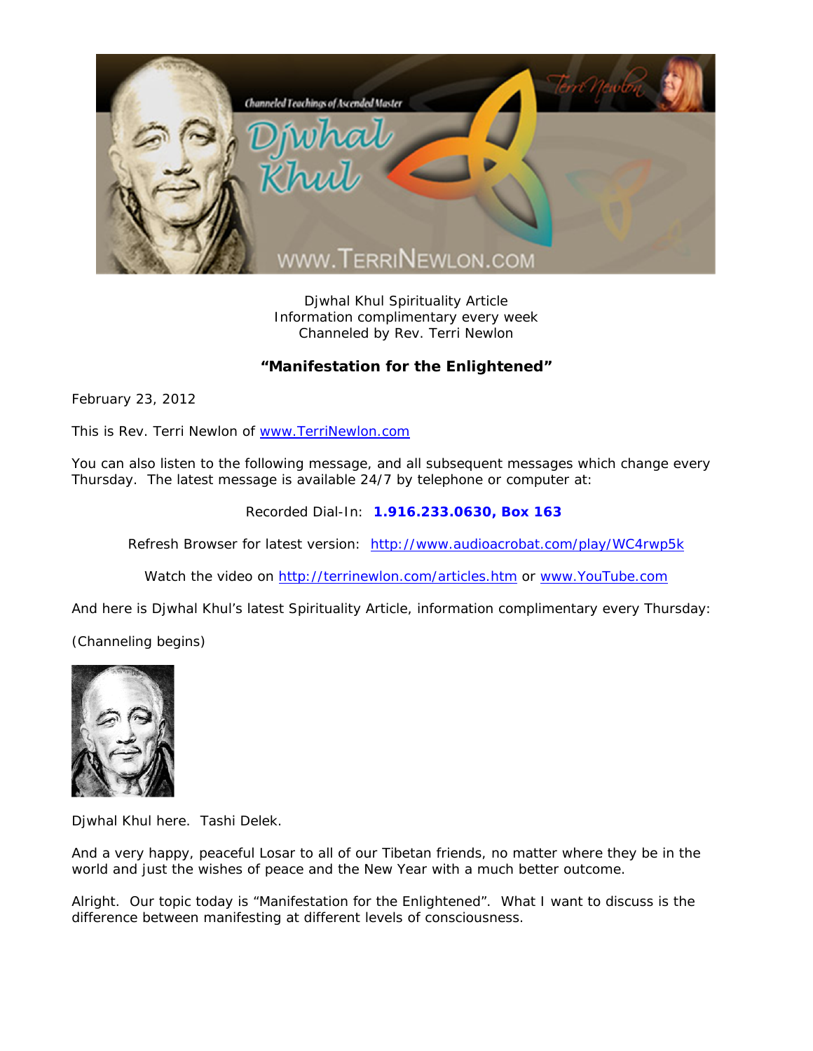Djwhal Khul Spirituality Article
Information complimentary every week
Channeled by Rev. Terri Newlon

**"Manifestation for the Enlightened"**

February 23, 2012

This is Rev. Terri Newlon of www.TerriNewlon.com

You can also listen to the following message, and all subsequent messages which change every Thursday. The latest message is available 24/7 by telephone or computer at:

Recorded Dial-In: **1.916.233.0630, Box 163**

Refresh Browser for latest version: http://www.audioacrobat.com/play/WC4rwp5k

Watch the video on http://terrinewlon.com/articles.htm or www.YouTube.com

And here is Djwhal Khul's latest Spirituality Article, information complimentary every Thursday:

(Channeling begins)

Djwhal Khul here. Tashi Delek.

And a very happy, peaceful Losar to all of our Tibetan friends, no matter where they be in the world and just the wishes of peace and the New Year with a much better outcome.

Alright. Our topic today is "Manifestation for the Enlightened". What I want to discuss is the difference between manifesting at different levels of consciousness.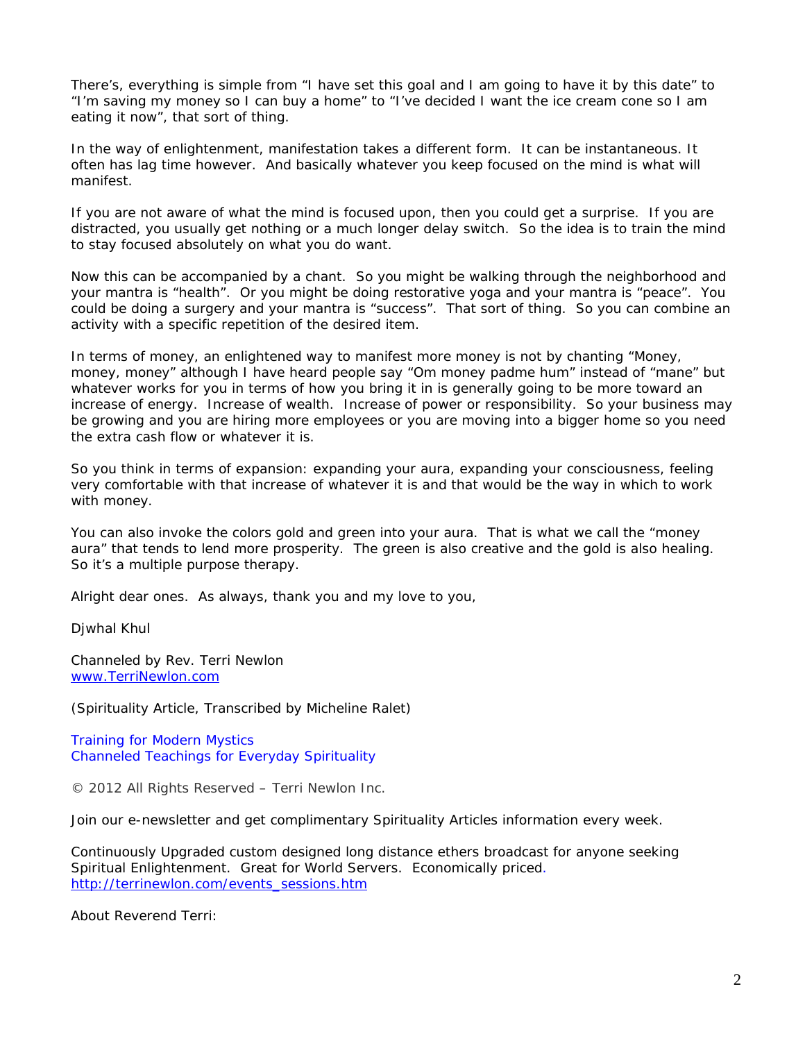There's, everything is simple from "I have set this goal and I am going to have it by this date" to "I'm saving my money so I can buy a home" to "I've decided I want the ice cream cone so I am eating it now", that sort of thing.

In the way of enlightenment, manifestation takes a different form. It can be instantaneous. It often has lag time however. And basically whatever you keep focused on the mind is what will manifest.

If you are not aware of what the mind is focused upon, then you could get a surprise. If you are distracted, you usually get nothing or a much longer delay switch. So the idea is to train the mind to stay focused absolutely on what you do want.

Now this can be accompanied by a chant. So you might be walking through the neighborhood and your mantra is "health". Or you might be doing restorative yoga and your mantra is "peace". You could be doing a surgery and your mantra is "success". That sort of thing. So you can combine an activity with a specific repetition of the desired item.

In terms of money, an enlightened way to manifest more money is not by chanting "Money, money, money" although I have heard people say "Om money padme hum" instead of "mane" but whatever works for you in terms of how you bring it in is generally going to be more toward an increase of energy. Increase of wealth. Increase of power or responsibility. So your business may be growing and you are hiring more employees or you are moving into a bigger home so you need the extra cash flow or whatever it is.

So you think in terms of expansion: expanding your aura, expanding your consciousness, feeling very comfortable with that increase of whatever it is and that would be the way in which to work with money.

You can also invoke the colors gold and green into your aura. That is what we call the "money aura" that tends to lend more prosperity. The green is also creative and the gold is also healing. So it's a multiple purpose therapy.

Alright dear ones. As always, thank you and my love to you,

Djwhal Khul

Channeled by Rev. Terri Newlon
[www.TerriNewlon.com](http://www.TerriNewlon.com)

(Spirituality Article, Transcribed by Micheline Ralet)

Training for Modern Mystics
Channeled Teachings for Everyday Spirituality

© 2012 All Rights Reserved – Terri Newlon Inc.

Join our e-newsletter and get complimentary Spirituality Articles information every week.

Continuously Upgraded custom designed long distance ethers broadcast for anyone seeking Spiritual Enlightenment. Great for World Servers. Economically priced.
[http://terrinewlon.com/events_sessions.htm](http://terrinewlon.com/events_sessions.htm)

About Reverend Terri: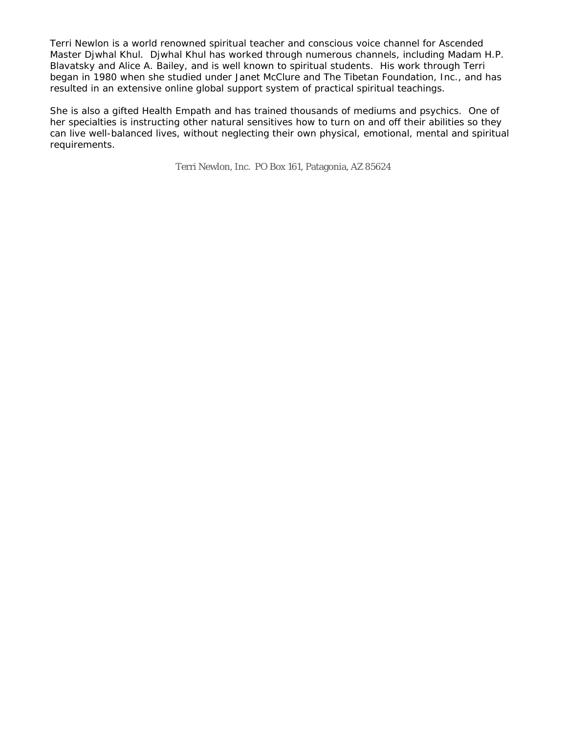Terri Newlon is a world renowned spiritual teacher and conscious voice channel for Ascended Master Djwhal Khul. Djwhal Khul has worked through numerous channels, including Madam H.P. Blavatsky and Alice A. Bailey, and is well known to spiritual students. His work through Terri began in 1980 when she studied under Janet McClure and The Tibetan Foundation, Inc., and has resulted in an extensive online global support system of practical spiritual teachings.

She is also a gifted Health Empath and has trained thousands of mediums and psychics. One of her specialties is instructing other natural sensitives how to turn on and off their abilities so they can live well-balanced lives, without neglecting their own physical, emotional, mental and spiritual requirements.

Terri Newlon, Inc. PO Box 161, Patagonia, AZ 85624